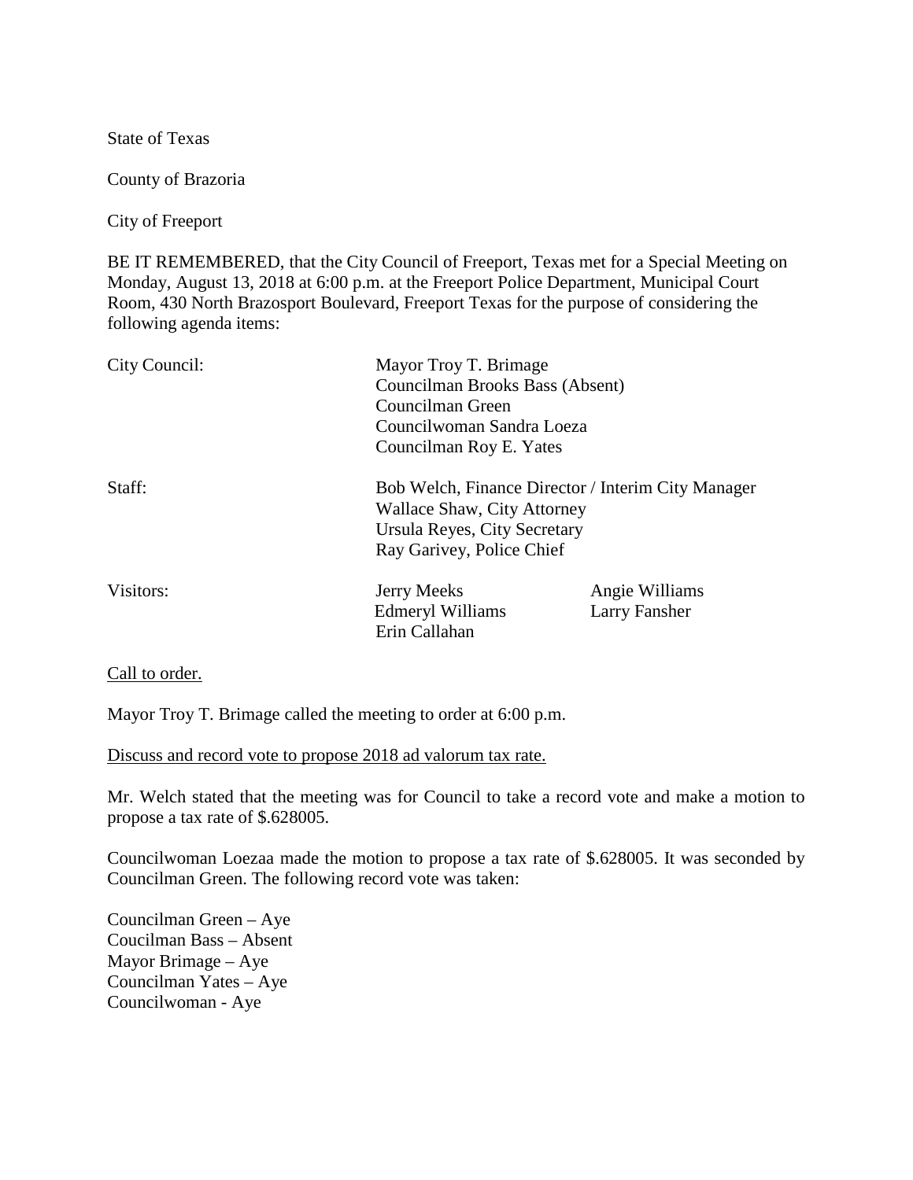State of Texas

County of Brazoria

City of Freeport

BE IT REMEMBERED, that the City Council of Freeport, Texas met for a Special Meeting on Monday, August 13, 2018 at 6:00 p.m. at the Freeport Police Department, Municipal Court Room, 430 North Brazosport Boulevard, Freeport Texas for the purpose of considering the following agenda items:

| City Council: | Mayor Troy T. Brimage<br>Councilman Brooks Bass (Absent)<br>Councilman Green<br>Councilwoman Sandra Loeza<br>Councilman Roy E. Yates | |
|---|---|---|
| Staff: | Bob Welch, Finance Director / Interim City Manager<br>Wallace Shaw, City Attorney<br>Ursula Reyes, City Secretary<br>Ray Garivey, Police Chief | |
| Visitors: | Jerry Meeks<br>Edmeryl Williams<br>Erin Callahan | Angie Williams<br>Larry Fansher |

Call to order.

Mayor Troy T. Brimage called the meeting to order at 6:00 p.m.

Discuss and record vote to propose 2018 ad valorum tax rate.

Mr. Welch stated that the meeting was for Council to take a record vote and make a motion to propose a tax rate of $.628005.

Councilwoman Loezaa made the motion to propose a tax rate of $.628005. It was seconded by Councilman Green. The following record vote was taken:

Councilman Green – Aye
Coucilman Bass – Absent
Mayor Brimage – Aye
Councilman Yates – Aye
Councilwoman - Aye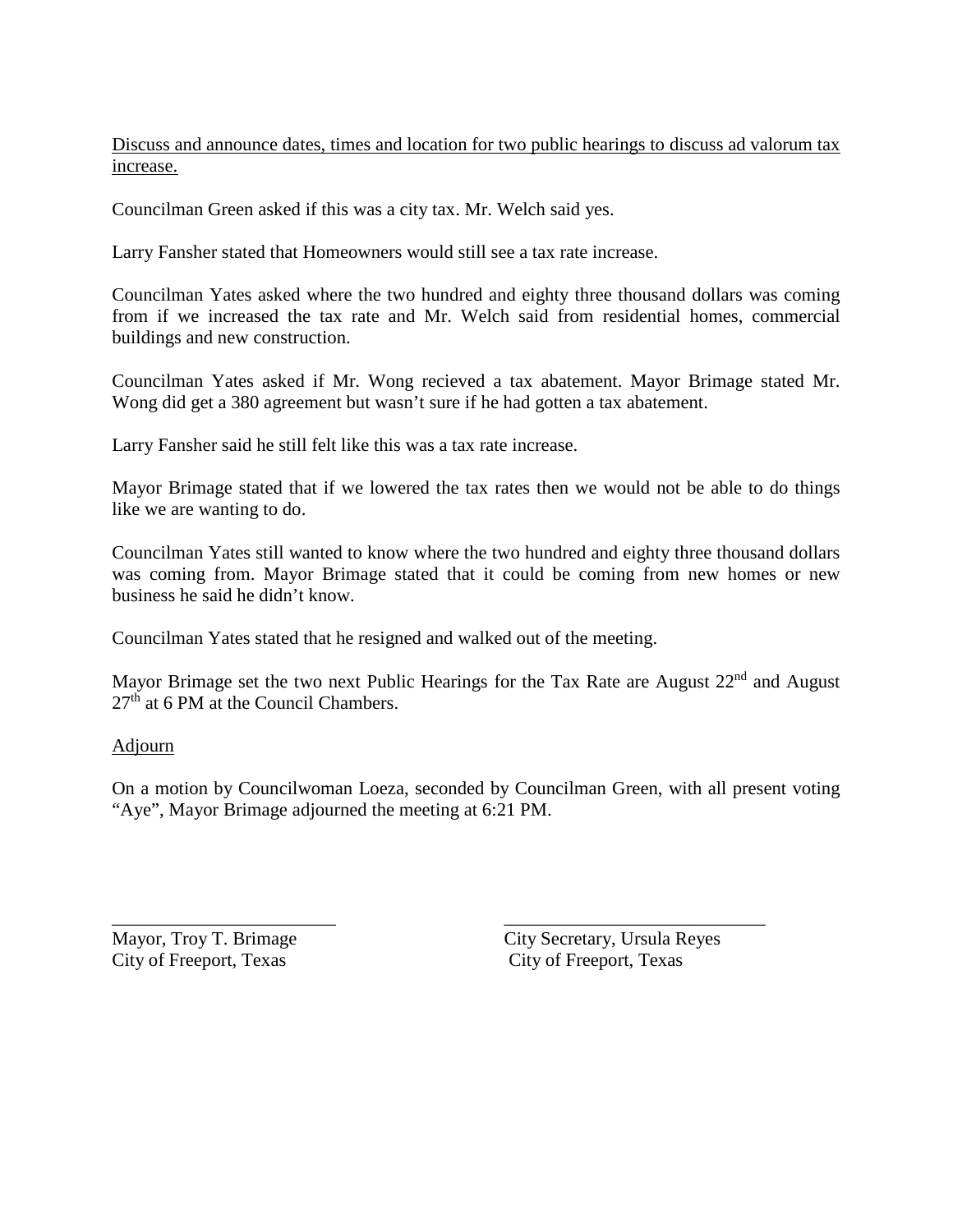Discuss and announce dates, times and location for two public hearings to discuss ad valorum tax increase.

Councilman Green asked if this was a city tax. Mr. Welch said yes.

Larry Fansher stated that Homeowners would still see a tax rate increase.

Councilman Yates asked where the two hundred and eighty three thousand dollars was coming from if we increased the tax rate and Mr. Welch said from residential homes, commercial buildings and new construction.

Councilman Yates asked if Mr. Wong recieved a tax abatement. Mayor Brimage stated Mr. Wong did get a 380 agreement but wasn't sure if he had gotten a tax abatement.

Larry Fansher said he still felt like this was a tax rate increase.

Mayor Brimage stated that if we lowered the tax rates then we would not be able to do things like we are wanting to do.

Councilman Yates still wanted to know where the two hundred and eighty three thousand dollars was coming from. Mayor Brimage stated that it could be coming from new homes or new business he said he didn't know.

Councilman Yates stated that he resigned and walked out of the meeting.

Mayor Brimage set the two next Public Hearings for the Tax Rate are August 22nd and August 27th at 6 PM at the Council Chambers.

Adjourn

On a motion by Councilwoman Loeza, seconded by Councilman Green, with all present voting "Aye", Mayor Brimage adjourned the meeting at 6:21 PM.

\_\_\_\_\_\_\_\_\_\_\_\_\_\_\_\_\_\_\_\_\_\_\_\_\_
Mayor, Troy T. Brimage
City of Freeport, Texas

\_\_\_\_\_\_\_\_\_\_\_\_\_\_\_\_\_\_\_\_\_\_\_\_\_
City Secretary, Ursula Reyes
City of Freeport, Texas